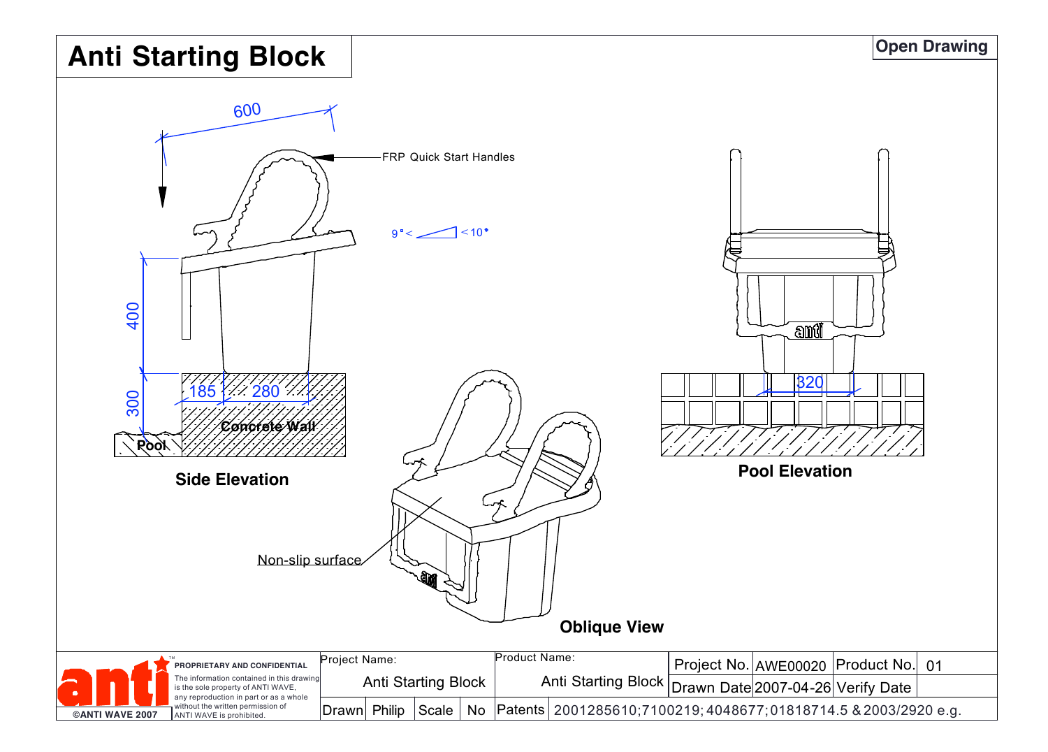# Anti Starting Block

**Open Drawing**

600

FRP Quick Start Handles

9°< <10°

400

300

185 280

Concrete Wall

Pool

**Side Elevation**

320

**Pool Elevation**

Non-slip surface

**Oblique View**

**anti** ©ANTI WAVE 2007

PROPRIETARY AND CONFIDENTIAL
The information contained in this drawing is the sole property of ANTI WAVE, any reproduction in part or as a whole without the written permission of ANTI WAVE is prohibited.

| Project Name: | | | | Product Name: | | Project No. | AWE00020 | Product No. | 01 |
|---|---|---|---|---|---|---|---|---|---|
| Anti Starting Block | | | | Anti Starting Block | | Drawn Date | 2007-04-26 | Verify Date | |
| Drawn | Philip | Scale | No | Patents | 2001285610;7100219;4048677;01818714.5 & 2003/2920 e.g. | | | | |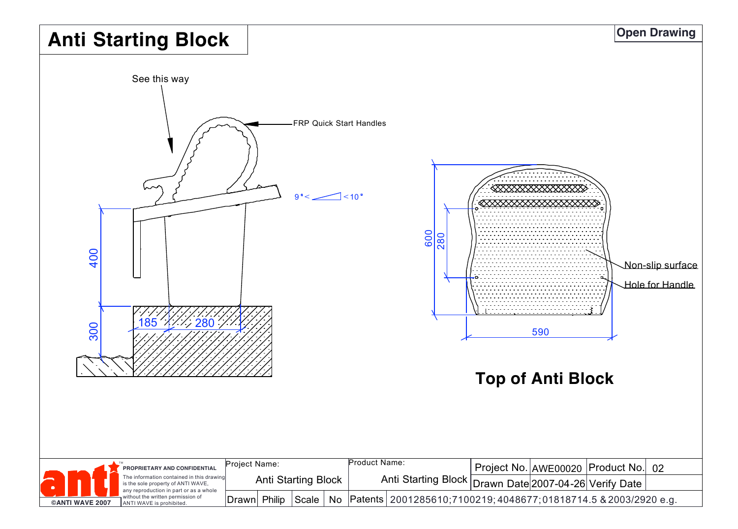# Anti Starting Block

**Open Drawing**

See this way

FRP Quick Start Handles

9°< <10°

400

300

185

280

600

280

590

Non-slip surface

Hole for Handle

## Top of Anti Block

**PROPRIETARY AND CONFIDENTIAL**
The information contained in this drawing is the sole property of ANTI WAVE, any reproduction in part or as a whole without the written permission of ANTI WAVE is prohibited.

©ANTI WAVE 2007

| Project Name: | | Product Name: | Project No. | AWE00020 | Product No. | 02 |
|---|---|---|---|---|---|---|
| Anti Starting Block | | Anti Starting Block | Drawn Date | 2007-04-26 | Verify Date | |
| Drawn | Philip | Scale No | Patents | 2001285610;7100219;4048677;01818714.5 & 2003/2920 e.g. | | |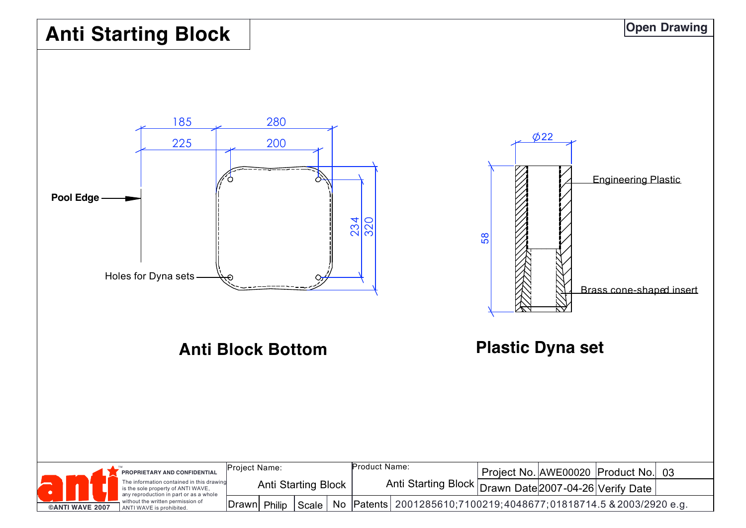# Anti Starting Block

**Open Drawing**

185 280
225 200

**Pool Edge**

234 320

Holes for Dyna sets

**Anti Block Bottom**

Ø22

Engineering Plastic

58

Brass cone-shaped insert

**Plastic Dyna set**

**PROPRIETARY AND CONFIDENTIAL**
The information contained in this drawing is the sole property of ANTI WAVE, any reproduction in part or as a whole without the written permission of ANTI WAVE is prohibited.

©ANTI WAVE 2007

| Project Name: | | | | Product Name: | | Project No. | AWE00020 | Product No. | 03 |
|---|---|---|---|---|---|---|---|---|---|
| Anti Starting Block | | | | Anti Starting Block | | Drawn Date | 2007-04-26 | Verify Date | |
| Drawn | Philip | Scale | No | Patents | 2001285610;7100219;4048677;01818714.5 &2003/2920 e.g. | | | | |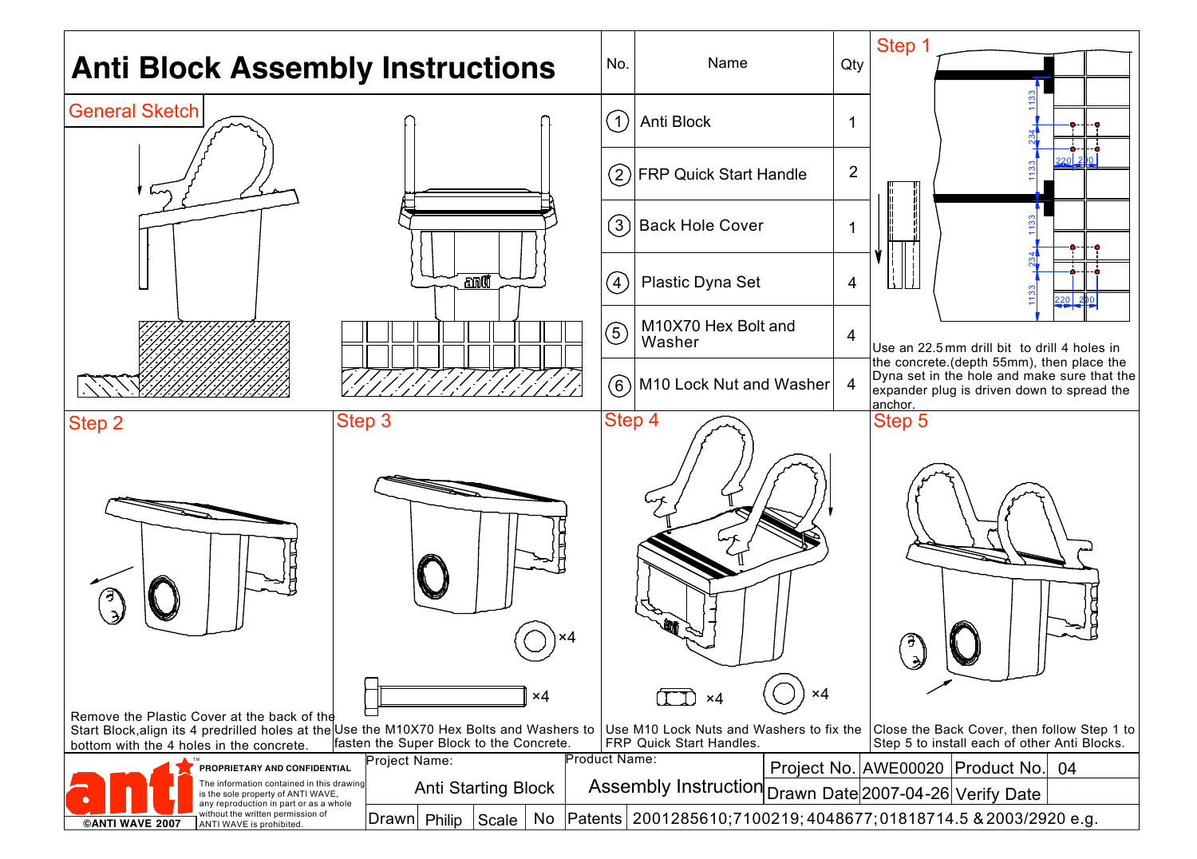# Anti Block Assembly Instructions

| No. | Name | Qty |
|---|---|---|
| 1 | Anti Block | 1 |
| 2 | FRP Quick Start Handle | 2 |
| 3 | Back Hole Cover | 1 |
| 4 | Plastic Dyna Set | 4 |
| 5 | M10X70 Hex Bolt and Washer | 4 |
| 6 | M10 Lock Nut and Washer | 4 |

## General Sketch

anti

## Step 1

1133
234
1133
220
200
1133
234
1133
220
200

Use an 22.5 mm drill bit to drill 4 holes in the concrete.(depth 55mm), then place the Dyna set in the hole and make sure that the expander plug is driven down to spread the anchor.

## Step 2

Remove the Plastic Cover at the back of the Start Block,align its 4 predrilled holes at the bottom with the 4 holes in the concrete.

## Step 3

×4

×4

Use the M10X70 Hex Bolts and Washers to fasten the Super Block to the Concrete.

## Step 4

×4

×4

Use M10 Lock Nuts and Washers to fix the FRP Quick Start Handles.

## Step 5

Close the Back Cover, then follow Step 1 to Step 5 to install each of other Anti Blocks.

anti™

©ANTI WAVE 2007

**PROPRIETARY AND CONFIDENTIAL**

The information contained in this drawing is the sole property of ANTI WAVE, any reproduction in part or as a whole without the written permission of ANTI WAVE is prohibited.

| | | | | | | | |
|---|---|---|---|---|---|---|---|
| Project Name: Anti Starting Block | | | Product Name: Assembly Instruction | Project No. | AWE00020 | Product No. | 04 |
| | | | | Drawn Date | 2007-04-26 | Verify Date | |
| Drawn | Philip | Scale | No | Patents | 2001285610;7100219;4048677;01818714.5 & 2003/2920 e.g. | | |